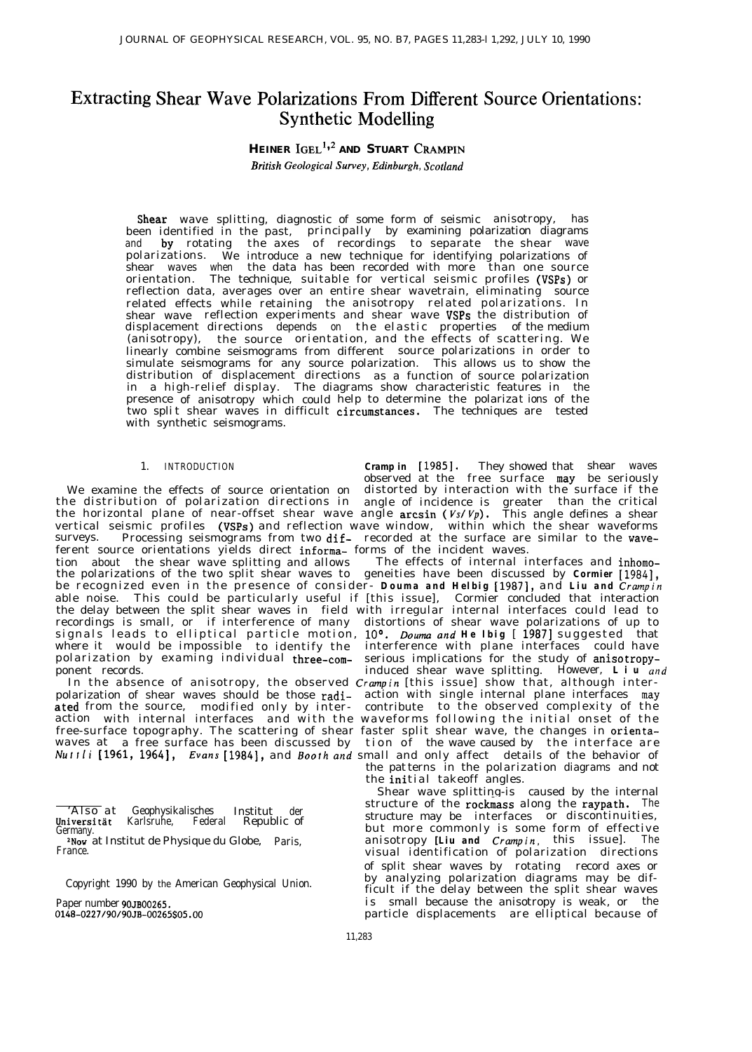# Extracting Shear Wave Polarizations From Different Source Orientations: Synthetic Modelling

**Heiner Igel[1,2] and Stuart Crampin**

*British Geological Survey, Edinburgh, Scotland*

Shear wave splitting, diagnostic of some form of seismic anisotropy, has been identified in the past, principally by examining polarization diagrams and by rotating the axes of recordings to separate the shear wave polarizations. We introduce a new technique for identifying polarizations of shear waves when the data has been recorded with more than one source orientation. The technique, suitable for vertical seismic profiles (VSPs) or reflection data, averages over an entire shear wavetrain, eliminating source related effects while retaining the anisotropy related polarizations. In shear wave reflection experiments and shear wave VSPs the distribution of displacement directions depends on the elastic properties of the medium (anisotropy), the source orientation, and the effects of scattering. We linearly combine seismograms from different source polarizations in order to simulate seismograms for any source polarization. This allows us to show the distribution of displacement directions as a function of source polarization in a high-relief display. The diagrams show characteristic features in the presence of anisotropy which could help to determine the polarizations of the two split shear waves in difficult circumstances. The techniques are tested with synthetic seismograms.

## 1. Introduction

We examine the effects of source orientation on the distribution of polarization directions in the horizontal plane of near-offset shear wave vertical seismic profiles (VSPs) and reflection surveys. Processing seismograms from two different source orientations yields direct information about the shear wave splitting and allows the polarizations of the two split shear waves to be recognized even in the presence of considerable noise. This could be particularly useful if the delay between the split shear waves in field recordings is small, or if interference of many signals leads to elliptical particle motion, where it would be impossible to identify the polarization by examing individual three-component records.

In the absence of anisotropy, the observed polarization of shear waves should be those radiated from the source, modified only by interaction with internal interfaces and with the free-surface topography. The scattering of shear waves at a free surface has been discussed by *Nuttli* [1961, 1964], *Evans* [1984], and *Booth and Crampin* [1985]. They showed that shear waves observed at the free surface may be seriously distorted by interaction with the surface if the angle of incidence is greater than the critical angle arcsin ($Vs/Vp$). This angle defines a shear wave window, within which the shear waveforms recorded at the surface are similar to the waveforms of the incident waves.

The effects of internal interfaces and inhomogeneities have been discussed by *Cormier* [1984], *Douma and Helbig* [1987], and *Liu and Crampin* [this issue]. Cormier concluded that interaction with irregular internal interfaces could lead to distortions of shear wave polarizations of up to 10°. *Douma and Helbig* [1987] suggested that interference with plane interfaces could have serious implications for the study of anisotropy-induced shear wave splitting. However, *Liu and Crampin* [this issue] show that, although interaction with single internal plane interfaces may contribute to the observed complexity of the waveforms following the initial onset of the faster split shear wave, the changes in orientation of the wave caused by the interface are small and only affect details of the behavior of the patterns in the polarization diagrams and not the initial takeoff angles.

Shear wave splitting is caused by the internal structure of the rockmass along the raypath. The structure may be interfaces or discontinuities, but more commonly is some form of effective anisotropy [*Liu and Crampin*, this issue]. The visual identification of polarization directions of split shear waves by rotating record axes or by analyzing polarization diagrams may be difficult if the delay between the split shear waves is small because the anisotropy is weak, or the particle displacements are elliptical because of

---

[1] Also at Geophysikalisches Institut der Universität Karlsruhe, Federal Republic of Germany.

[2] Now at Institut de Physique du Globe, Paris, France.

Copyright 1990 by the American Geophysical Union.

Paper number 90JB00265.
0148-0227/90/90JB-00265$05.00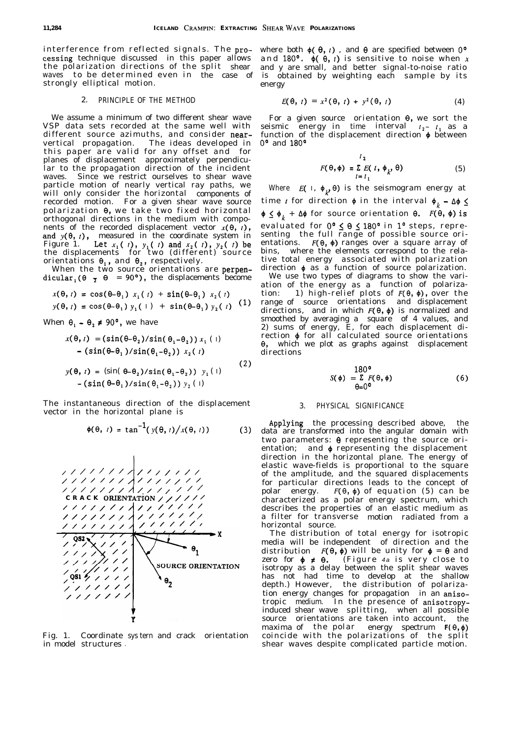interference from reflected signals. The processing technique discussed in this paper allows the polarization directions of the split shear waves to be determined even in the case of strongly elliptical motion.

## 2. PRINCIPLE OF THE METHOD

We assume a minimum of two different shear wave VSP data sets recorded at the same well with different source azimuths, and consider near-vertical propagation. The ideas developed in this paper are valid for any offset and for planes of displacement approximately perpendicular to the propagation direction of the incident waves. Since we restrict ourselves to shear wave particle motion of nearly vertical ray paths, we will only consider the horizontal components of recorded motion. For a given shear wave source polarization $\theta$, we take two fixed horizontal orthogonal directions in the medium with components of the recorded displacement vector $x(\theta, t)$, and $y(\theta, t)$, measured in the coordinate system in Figure 1. Let $x_1(t)$, $y_1(t)$ and $x_2(t)$, $y_2(t)$ be the displacements for two (different) source orientations $\theta_1$, and $\theta_2$, respectively.

When the two source orientations are perpendicular, ($\theta_1 - \theta_2 = 90°$), the displacements become

$$x(\theta, t) = \cos(\theta-\theta_1)\, x_1(t) + \sin(\theta-\theta_1)\, x_2(t)$$
$$y(\theta, t) = \cos(\theta-\theta_1)\, y_1(t) + \sin(\theta-\theta_1)\, y_2(t) \quad (1)$$

When $\theta_1 - \theta_2 \neq 90°$, we have

$$x(\theta, t) = (\sin(\theta-\theta_2)/\sin(\theta_1-\theta_2))\, x_1(t) - (\sin(\theta-\theta_1)/\sin(\theta_1-\theta_2))\, x_2(t)$$
$$y(\theta, t) = (\sin(\theta-\theta_2)/\sin(\theta_1-\theta_2))\, y_1(t) - (\sin(\theta-\theta_1)/\sin(\theta_1-\theta_2))\, y_2(t) \quad (2)$$

The instantaneous direction of the displacement vector in the horizontal plane is

$$\phi(\theta, t) = \tan^{-1}(y(\theta, t)/x(\theta, t)) \quad (3)$$

Fig. 1. Coordinate system and crack orientation in model structures.

where both $\phi(\theta, t)$, and $\theta$ are specified between 0° and 180°. $\phi(\theta, t)$ is sensitive to noise when $x$ and y are small, and better signal-to-noise ratio is obtained by weighting each sample by its energy

$$E(\theta, t) = x^2(\theta, t) + y^2(\theta, t) \quad (4)$$

For a given source orientation $\theta$, we sort the seismic energy in time interval $t_2 - t_1$ as a function of the displacement direction $\phi$ between 0° and 180°

$$F(\theta, \phi) = \sum_{t=t_1}^{t_2} E(t, \phi_k, \theta) \quad (5)$$

Where $E(t, \phi_k, \theta)$ is the seismogram energy at time $t$ for direction $\phi$ in the interval $\phi_k - \Delta\phi \leq \phi \leq \phi_k + \Delta\phi$ for source orientation $\theta$. $F(\theta, \phi)$ is evaluated for $0° \leq \theta \leq 180°$ in 1° steps, representing the full range of possible source orientations. $F(\theta, \phi)$ ranges over a square array of bins, where the elements correspond to the relative total energy associated with polarization direction $\phi$ as a function of source polarization.

We use two types of diagrams to show the variation of the energy as a function of polarization: 1) high-relief plots of $F(\theta, \phi)$, over the range of source orientations and displacement directions, and in which $F(\theta, \phi)$ is normalized and smoothed by averaging a square of 4 values, and 2) sums of energy, E, for each displacement direction $\phi$ for all calculated source orientations $\theta$, which we plot as graphs against displacement directions

$$S(\phi) = \sum_{\theta=0°}^{180°} F(\theta, \phi) \quad (6)$$

## 3. PHYSICAL SIGNIFICANCE

Applying the processing described above, the data are transformed into the angular domain with two parameters: $\theta$ representing the source orientation; and $\phi$ representing the displacement direction in the horizontal plane. The energy of elastic wave-fields is proportional to the square of the amplitude, and the squared displacements for particular directions leads to the concept of polar energy. $F(\theta, \phi)$ of equation (5) can be characterized as a polar energy spectrum, which describes the properties of an elastic medium as a filter for transverse motion radiated from a horizontal source.

The distribution of total energy for isotropic media will be independent of direction and the distribution $F(\theta, \phi)$ will be unity for $\phi = \theta$ and zero for $\phi \neq \theta$. (Figure 4*a* is very close to isotropy as a delay between the split shear waves has not had time to develop at the shallow depth.) However, the distribution of polarization energy changes for propagation in an anisotropic medium. In the presence of anisotropy-induced shear wave splitting, when all possible source orientations are taken into account, the maxima of the polar energy spectrum $F(\theta, \phi)$ coincide with the polarizations of the split shear waves despite complicated particle motion.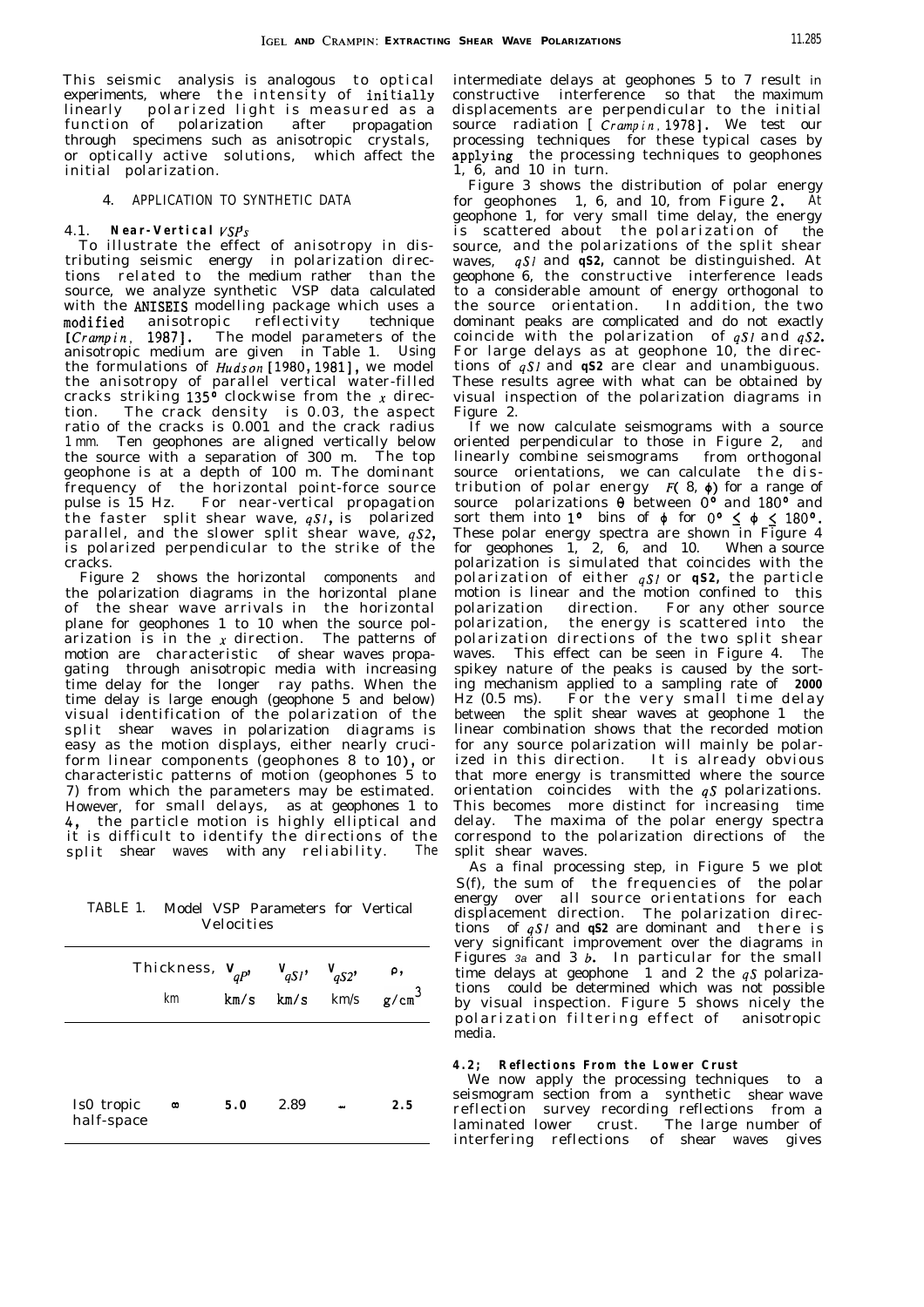This seismic analysis is analogous to optical experiments, where the intensity of initially linearly polarized light is measured as a function of polarization after propagation through specimens such as anisotropic crystals, or optically active solutions, which affect the initial polarization.

## 4. APPLICATION TO SYNTHETIC DATA

### 4.1. Near-Vertical *VSPs*

To illustrate the effect of anisotropy in distributing seismic energy in polarization directions related to the medium rather than the source, we analyze synthetic VSP data calculated with the ANISEIS modelling package which uses a modified anisotropic reflectivity technique [*Crampin*, 1987]. The model parameters of the anisotropic medium are given in Table 1. Using the formulations of *Hudson* [1980, 1981], we model the anisotropy of parallel vertical water-filled cracks striking 135° clockwise from the *x* direction. The crack density is 0.03, the aspect ratio of the cracks is 0.001 and the crack radius 1 mm. Ten geophones are aligned vertically below the source with a separation of 300 m. The top geophone is at a depth of 100 m. The dominant frequency of the horizontal point-force source pulse is 15 Hz. For near-vertical propagation the faster split shear wave, *qS1*, is polarized parallel, and the slower split shear wave, *qS2*, is polarized perpendicular to the strike of the cracks.

Figure 2 shows the horizontal components and the polarization diagrams in the horizontal plane of the shear wave arrivals in the horizontal plane for geophones 1 to 10 when the source polarization is in the *x* direction. The patterns of motion are characteristic of shear waves propagating through anisotropic media with increasing time delay for the longer ray paths. When the time delay is large enough (geophone 5 and below) visual identification of the polarization of the split shear waves in polarization diagrams is easy as the motion displays, either nearly cruciform linear components (geophones 8 to 10), or characteristic patterns of motion (geophones 5 to 7) from which the parameters may be estimated. However, for small delays, as at geophones 1 to 4, the particle motion is highly elliptical and it is difficult to identify the directions of the split shear waves with any reliability. The intermediate delays at geophones 5 to 7 result in constructive interference so that the maximum displacements are perpendicular to the initial source radiation [*Crampin*, 1978]. We test our processing techniques for these typical cases by applying the processing techniques to geophones 1, 6, and 10 in turn.

TABLE 1. Model VSP Parameters for Vertical Velocities

| | Thickness, km | $V_{qP}$, km/s | $V_{qS1}$, km/s | $V_{qS2}$, km/s | $\rho$, g/cm$^3$ |
|---|---|---|---|---|---|
| Isotropic half-space | $\infty$ | 5.0 | 2.89 | – | 2.5 |

Figure 3 shows the distribution of polar energy for geophones 1, 6, and 10, from Figure 2. At geophone 1, for very small time delay, the energy is scattered about the polarization of the source, and the polarizations of the split shear waves, *qS1* and *qS2*, cannot be distinguished. At geophone 6, the constructive interference leads to a considerable amount of energy orthogonal to the source orientation. In addition, the two dominant peaks are complicated and do not exactly coincide with the polarization of *qS1* and *qS2*. For large delays as at geophone 10, the directions of *qS1* and *qS2* are clear and unambiguous. These results agree with what can be obtained by visual inspection of the polarization diagrams in Figure 2.

If we now calculate seismograms with a source oriented perpendicular to those in Figure 2, and linearly combine seismograms from orthogonal source orientations, we can calculate the distribution of polar energy $F(\theta, \phi)$ for a range of source polarizations $\theta$ between 0° and 180° and sort them into 1° bins of $\phi$ for $0° \leq \phi \leq 180°$. These polar energy spectra are shown in Figure 4 for geophones 1, 2, 6, and 10. When a source polarization is simulated that coincides with the polarization of either *qS1* or *qS2*, the particle motion is linear and the motion confined to this polarization direction. For any other source polarization, the energy is scattered into the polarization directions of the two split shear waves. This effect can be seen in Figure 4. The spikey nature of the peaks is caused by the sorting mechanism applied to a sampling rate of 2000 Hz (0.5 ms). For the very small time delay between the split shear waves at geophone 1 the linear combination shows that the recorded motion for any source polarization will mainly be polarized in this direction. It is already obvious that more energy is transmitted where the source orientation coincides with the *qS* polarizations. This becomes more distinct for increasing time delay. The maxima of the polar energy spectra correspond to the polarization directions of the split shear waves.

As a final processing step, in Figure 5 we plot S(f), the sum of the frequencies of the polar energy over all source orientations for each displacement direction. The polarization directions of *qS1* and *qS2* are dominant and there is very significant improvement over the diagrams in Figures 3*a* and 3 *b*. In particular for the small time delays at geophone 1 and 2 the *qS* polarizations could be determined which was not possible by visual inspection. Figure 5 shows nicely the polarization filtering effect of anisotropic media.

### 4.2. Reflections From the Lower Crust

We now apply the processing techniques to a seismogram section from a synthetic shear wave reflection survey recording reflections from a laminated lower crust. The large number of interfering reflections of shear waves gives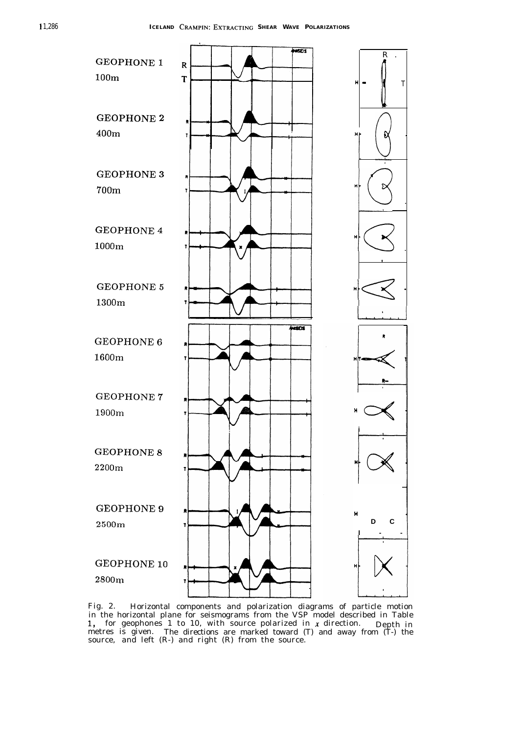Fig. 2. Horizontal components and polarization diagrams of particle motion in the horizontal plane for seismograms from the VSP model described in Table 1, for geophones 1 to 10, with source polarized in $x$ direction. Depth in metres is given. The directions are marked toward (T) and away from (T-) the source, and left (R-) and right (R) from the source.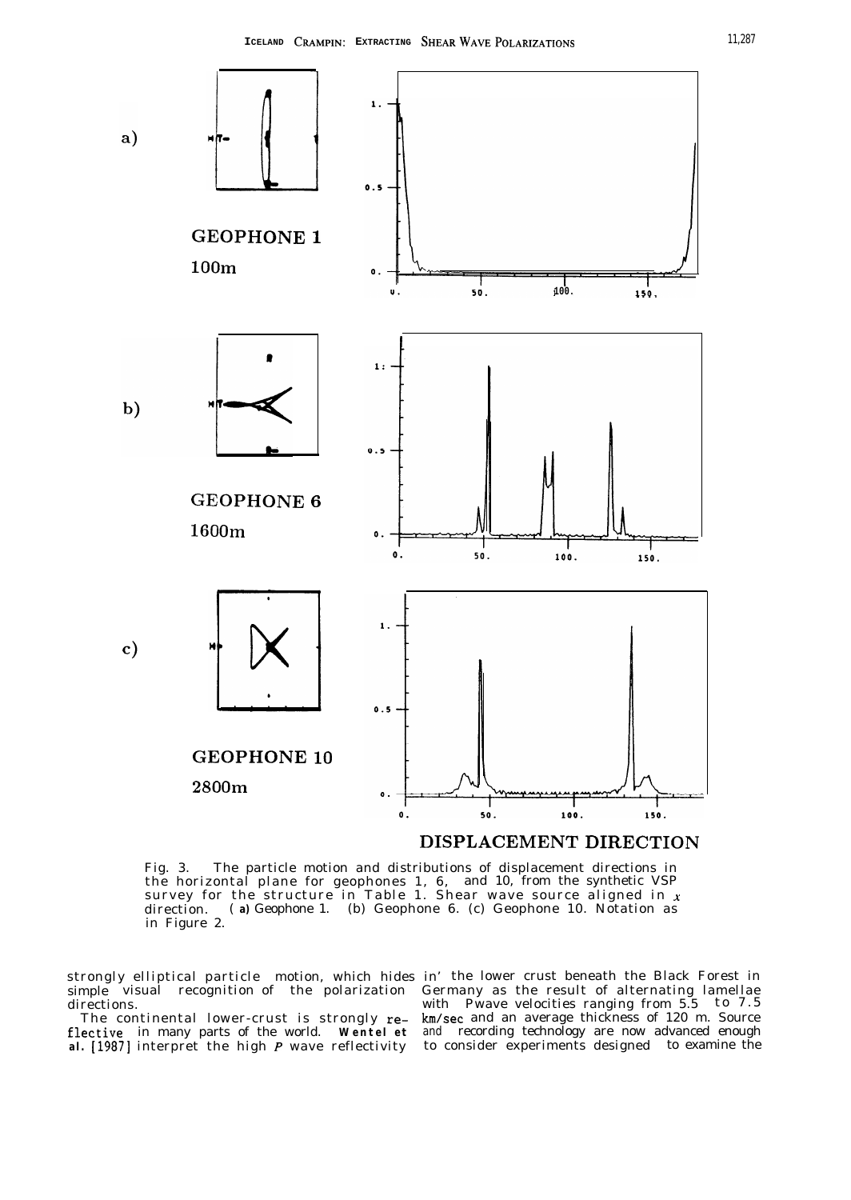Fig. 3. The particle motion and distributions of displacement directions in the horizontal plane for geophones 1, 6, and 10, from the synthetic VSP survey for the structure in Table 1. Shear wave source aligned in $x$ direction. (a) Geophone 1. (b) Geophone 6. (c) Geophone 10. Notation as in Figure 2.

strongly elliptical particle motion, which hides simple visual recognition of the polarization directions.

The continental lower-crust is strongly reflective in many parts of the world. **Wentel et al.** [1987] interpret the high $P$ wave reflectivity in' the lower crust beneath the Black Forest in Germany as the result of alternating lamellae with Pwave velocities ranging from 5.5 to 7.5 km/sec and an average thickness of 120 m. Source and recording technology are now advanced enough to consider experiments designed to examine the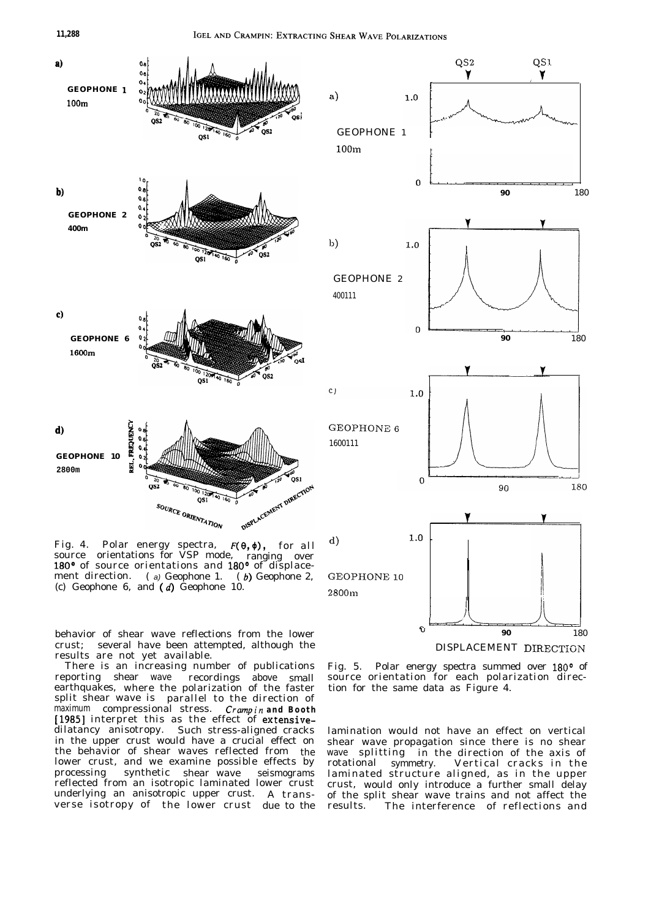Fig. 4. Polar energy spectra, $F(\theta, \phi)$, for all source orientations for VSP mode, ranging over 180° of source orientations and 180° of displacement direction. (*a*) Geophone 1. (*b*) Geophone 2, (c) Geophone 6, and (*d*) Geophone 10.

Fig. 5. Polar energy spectra summed over 180° of source orientation for each polarization direction for the same data as Figure 4.

behavior of shear wave reflections from the lower crust; several have been attempted, although the results are not yet available.

There is an increasing number of publications reporting shear wave recordings above small earthquakes, where the polarization of the faster split shear wave is parallel to the direction of maximum compressional stress. *Crampin* and *Booth* [1985] interpret this as the effect of extensive-dilatancy anisotropy. Such stress-aligned cracks in the upper crust would have a crucial effect on the behavior of shear waves reflected from the lower crust, and we examine possible effects by processing synthetic shear wave seismograms reflected from an isotropic laminated lower crust underlying an anisotropic upper crust. A transverse isotropy of the lower crust due to the lamination would not have an effect on vertical shear wave propagation since there is no shear wave splitting in the direction of the axis of rotational symmetry. Vertical cracks in the laminated structure aligned, as in the upper crust, would only introduce a further small delay of the split shear wave trains and not affect the results. The interference of reflections and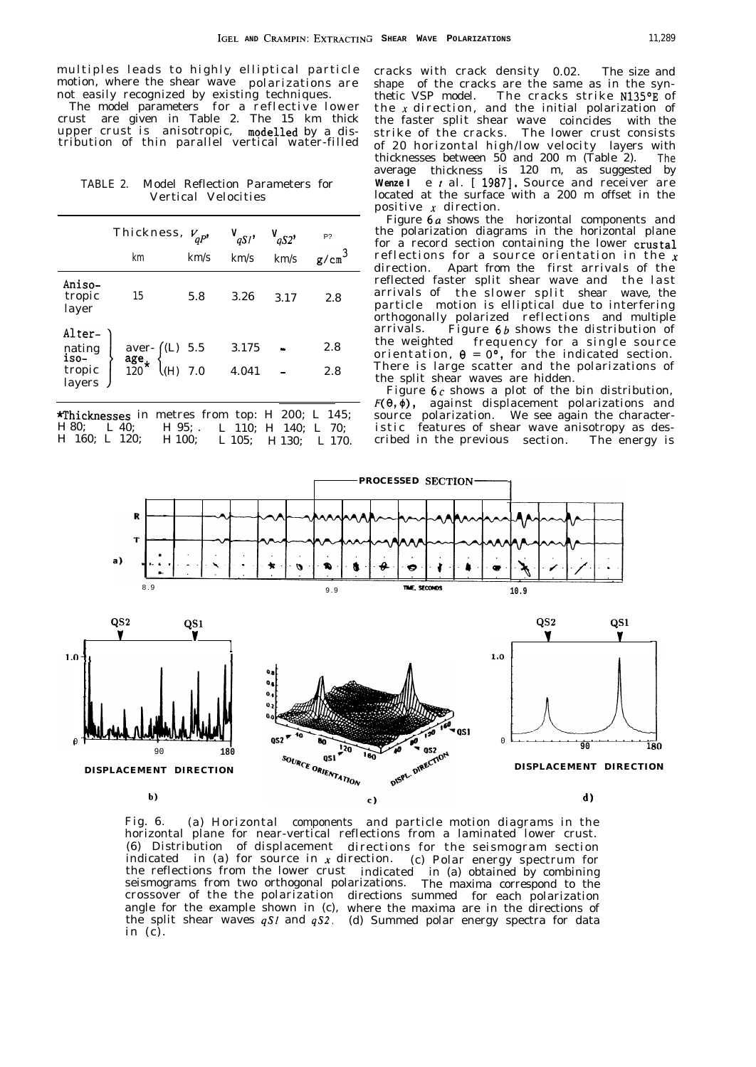multiples leads to highly elliptical particle motion, where the shear wave polarizations are not easily recognized by existing techniques.

The model parameters for a reflective lower crust are given in Table 2. The 15 km thick upper crust is anisotropic, modelled by a distribution of thin parallel vertical water-filled cracks with crack density 0.02. The size and shape of the cracks are the same as in the synthetic VSP model. The cracks strike N135°E of the $x$ direction, and the initial polarization of the faster split shear wave coincides with the strike of the cracks. The lower crust consists of 20 horizontal high/low velocity layers with thicknesses between 50 and 200 m (Table 2). The average thickness is 120 m, as suggested by Wenzel et al. [1987]. Source and receiver are located at the surface with a 200 m offset in the positive $x$ direction.

TABLE 2. Model Reflection Parameters for Vertical Velocities

| | Thickness, km | | $V_{qP}$, km/s | $V_{qS1}$, km/s | $V_{qS2}$, km/s | $\rho$, g/cm$^3$ |
|---|---|---|---|---|---|---|
| Aniso-tropic layer | 15 | | 5.8 | 3.26 | 3.17 | 2.8 |
| Alter-nating iso-tropic layers | average* 120 | (L) | 5.5 | 3.175 | - | 2.8 |
| | | (H) | 7.0 | 4.041 | - | 2.8 |

*Thicknesses in metres from top: H 200; L 145; H 80; L 40; H 95; L 110; H 140; L 70; H 160; L 120; H 100; L 105; H 130; L 170.

Figure 6$a$ shows the horizontal components and the polarization diagrams in the horizontal plane for a record section containing the lower crustal reflections for a source orientation in the $x$ direction. Apart from the first arrivals of the reflected faster split shear wave and the last arrivals of the slower split shear wave, the particle motion is elliptical due to interfering orthogonally polarized reflections and multiple arrivals. Figure 6$b$ shows the distribution of the weighted frequency for a single source orientation, $\theta = 0°$, for the indicated section. There is large scatter and the polarizations of the split shear waves are hidden.

Figure 6$c$ shows a plot of the bin distribution, $F(\theta,\phi)$, against displacement polarizations and source polarization. We see again the characteristic features of shear wave anisotropy as described in the previous section. The energy is

Fig. 6. (a) Horizontal components and particle motion diagrams in the horizontal plane for near-vertical reflections from a laminated lower crust. (b) Distribution of displacement directions for the seismogram section indicated in (a) for source in $x$ direction. (c) Polar energy spectrum for the reflections from the lower crust indicated in (a) obtained by combining seismograms from two orthogonal polarizations. The maxima correspond to the crossover of the the polarization directions summed for each polarization angle for the example shown in (c), where the maxima are in the directions of the split shear waves $qS1$ and $qS2$. (d) Summed polar energy spectra for data in (c).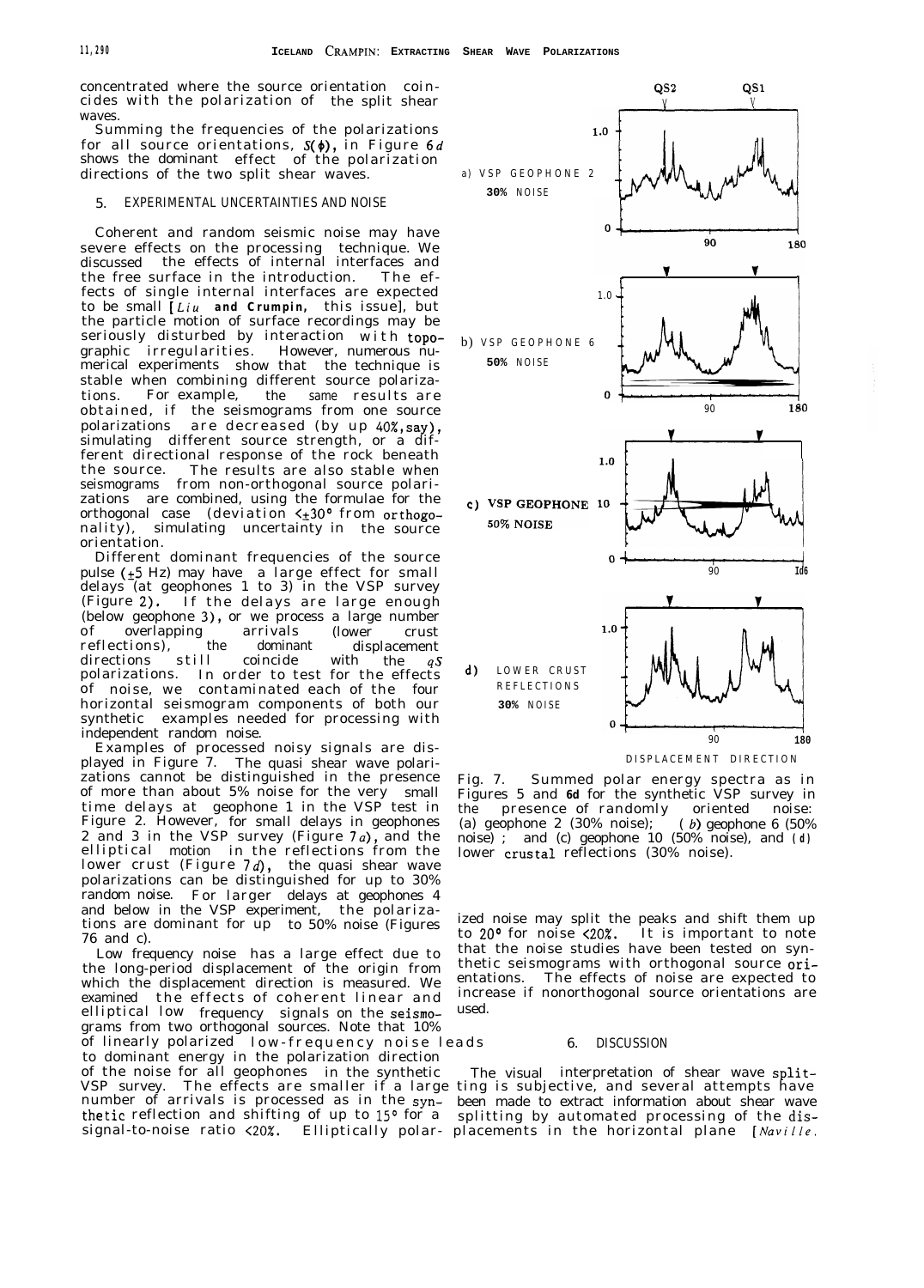concentrated where the source orientation coincides with the polarization of the split shear waves.

Summing the frequencies of the polarizations for all source orientations, $S(\phi)$, in Figure 6*d* shows the dominant effect of the polarization directions of the two split shear waves.

## 5. EXPERIMENTAL UNCERTAINTIES AND NOISE

Coherent and random seismic noise may have severe effects on the processing technique. We discussed the effects of internal interfaces and the free surface in the introduction. The effects of single internal interfaces are expected to be small [*Liu* and *Crampin*, this issue], but the particle motion of surface recordings may be seriously disturbed by interaction with topographic irregularities. However, numerous numerical experiments show that the technique is stable when combining different source polarizations. For example, the same results are obtained, if the seismograms from one source polarizations are decreased (by up 40%, say), simulating different source strength, or a different directional response of the rock beneath the source. The results are also stable when seismograms from non-orthogonal source polarizations are combined, using the formulae for the orthogonal case (deviation $<\pm 30°$ from orthogonality), simulating uncertainty in the source orientation.

Different dominant frequencies of the source pulse ($\pm 5$ Hz) may have a large effect for small delays (at geophones 1 to 3) in the VSP survey (Figure 2). If the delays are large enough (below geophone 3), or we process a large number of overlapping arrivals (lower crust reflections), the dominant displacement directions still coincide with the *qS* polarizations. In order to test for the effects of noise, we contaminated each of the four horizontal seismogram components of both our synthetic examples needed for processing with independent random noise.

Examples of processed noisy signals are displayed in Figure 7. The quasi shear wave polarizations cannot be distinguished in the presence of more than about 5% noise for the very small time delays at geophone 1 in the VSP test in Figure 2. However, for small delays in geophones 2 and 3 in the VSP survey (Figure 7*a*), and the elliptical motion in the reflections from the lower crust (Figure 7*d*), the quasi shear wave polarizations can be distinguished for up to 30% random noise. For larger delays at geophones 4 and below in the VSP experiment, the polarizations are dominant for up to 50% noise (Figures 76 and c).

Low frequency noise has a large effect due to the long-period displacement of the origin from which the displacement direction is measured. We examined the effects of coherent linear and elliptical low frequency signals on the seismograms from two orthogonal sources. Note that 10% of linearly polarized low-frequency noise leads to dominant energy in the polarization direction of the noise for all geophones in the synthetic VSP survey. The effects are smaller if a large number of arrivals is processed as in the synthetic reflection and shifting of up to 15° for a signal-to-noise ratio <20%. Elliptically polarized noise may split the peaks and shift them up to 20° for noise <20%. It is important to note that the noise studies have been tested on synthetic seismograms with orthogonal source orientations. The effects of noise are expected to increase if nonorthogonal source orientations are used.

Fig. 7. Summed polar energy spectra as in Figures 5 and 6d for the synthetic VSP survey in the presence of randomly oriented noise: (a) geophone 2 (30% noise); (*b*) geophone 6 (50% noise); and (c) geophone 10 (50% noise), and (*d*) lower crustal reflections (30% noise).

## 6. DISCUSSION

The visual interpretation of shear wave splitting is subjective, and several attempts have been made to extract information about shear wave splitting by automated processing of the displacements in the horizontal plane [*Naville*,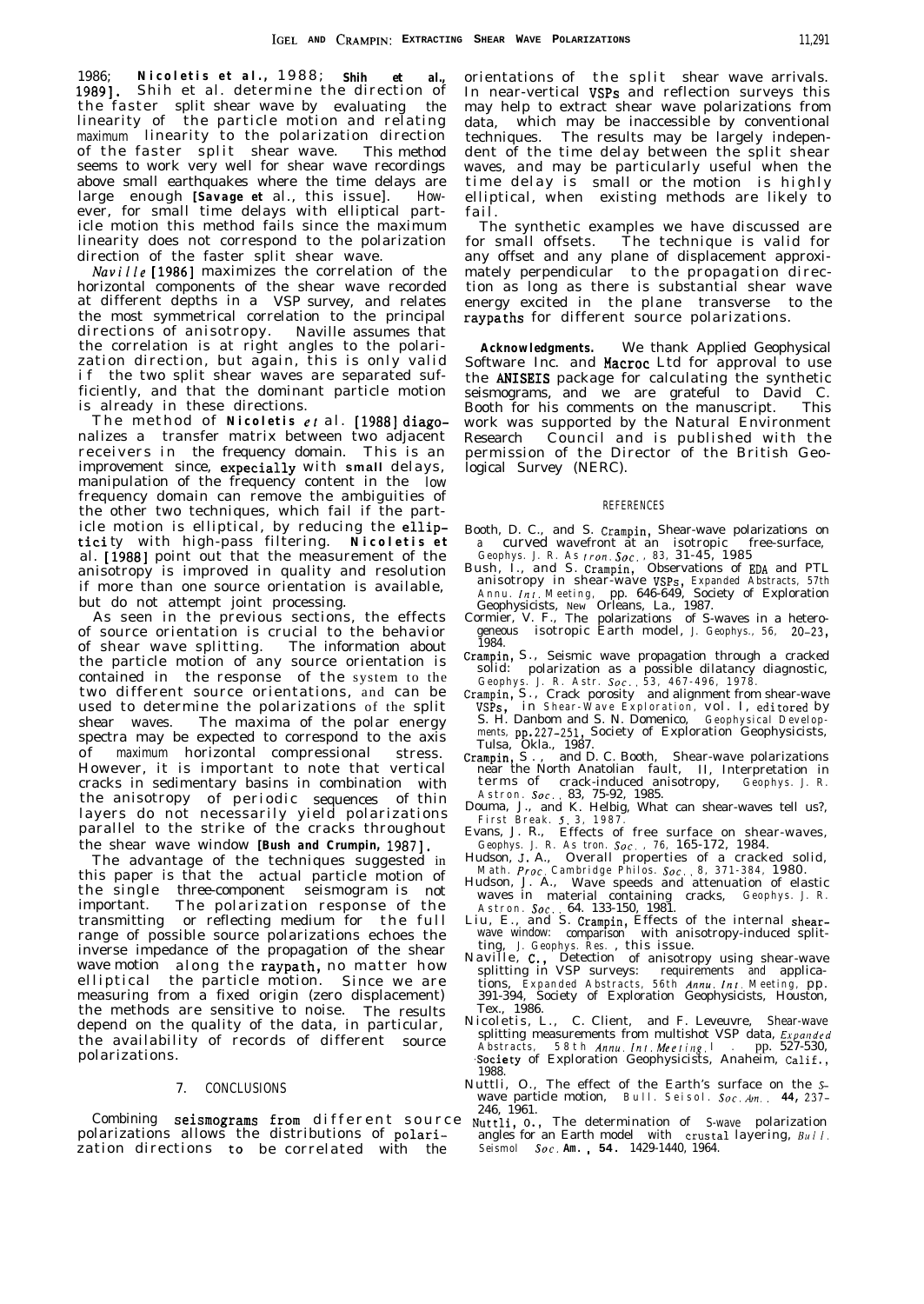1986; **Nicoletis et al.**, 1988; **Shih et al.**, 1989]. Shih et al. determine the direction of the faster split shear wave by evaluating the linearity of the particle motion and relating maximum linearity to the polarization direction of the faster split shear wave. This method seems to work very well for shear wave recordings above small earthquakes where the time delays are large enough [**Savage et** al., this issue]. However, for small time delays with elliptical particle motion this method fails since the maximum linearity does not correspond to the polarization direction of the faster split shear wave.

*Naville* [1986] maximizes the correlation of the horizontal components of the shear wave recorded at different depths in a VSP survey, and relates the most symmetrical correlation to the principal directions of anisotropy. Naville assumes that the correlation is at right angles to the polarization direction, but again, this is only valid if the two split shear waves are separated sufficiently, and that the dominant particle motion is already in these directions.

The method of **Nicoletis** *et* al. [1988] diagonalizes a transfer matrix between two adjacent receivers in the frequency domain. This is an improvement since, expecially with **small** delays, manipulation of the frequency content in the low frequency domain can remove the ambiguities of the other two techniques, which fail if the particle motion is elliptical, by reducing the ellipticity with high-pass filtering. **Nicoletis et** al. [1988] point out that the measurement of the anisotropy is improved in quality and resolution if more than one source orientation is available, but do not attempt joint processing.

As seen in the previous sections, the effects of source orientation is crucial to the behavior of shear wave splitting. The information about the particle motion of any source orientation is contained in the response of the system to the two different source orientations, and can be used to determine the polarizations of the split shear waves. The maxima of the polar energy spectra may be expected to correspond to the axis of maximum horizontal compressional stress. However, it is important to note that vertical cracks in sedimentary basins in combination with the anisotropy of periodic sequences of thin layers do not necessarily yield polarizations parallel to the strike of the cracks throughout the shear wave window [**Bush and Crumpin,** 1987].

The advantage of the techniques suggested in this paper is that the actual particle motion of the single three-component seismogram is not important. The polarization response of the transmitting or reflecting medium for the full range of possible source polarizations echoes the inverse impedance of the propagation of the shear wave motion along the raypath, no matter how elliptical the particle motion. Since we are measuring from a fixed origin (zero displacement) the methods are sensitive to noise. The results depend on the quality of the data, in particular, the availability of records of different source polarizations.

## 7. CONCLUSIONS

Combining seismograms from different source polarizations allows the distributions of polarization directions to be correlated with the orientations of the split shear wave arrivals. In near-vertical VSPs and reflection surveys this may help to extract shear wave polarizations from data, which may be inaccessible by conventional techniques. The results may be largely independent of the time delay between the split shear waves, and may be particularly useful when the time delay is small or the motion is highly elliptical, when existing methods are likely to fail.

The synthetic examples we have discussed are for small offsets. The technique is valid for any offset and any plane of displacement approximately perpendicular to the propagation direction as long as there is substantial shear wave energy excited in the plane transverse to the raypaths for different source polarizations.

**Acknowledgments.** We thank Applied Geophysical Software Inc. and Macroc Ltd for approval to use the ANISEIS package for calculating the synthetic seismograms, and we are grateful to David C. Booth for his comments on the manuscript. This work was supported by the Natural Environment Research Council and is published with the permission of the Director of the British Geological Survey (NERC).

## REFERENCES

Booth, D. C., and S. Crampin, Shear-wave polarizations on a curved wavefront at an isotropic free-surface, *Geophys. J. R. Astron. Soc.*, 83, 31-45, 1985

Bush, I., and S. Crampin, Observations of EDA and PTL anisotropy in shear-wave VSPs, *Expanded Abstracts, 57th Annu. Int. Meeting*, pp. 646-649, Society of Exploration Geophysicists, New Orleans, La., 1987.

Cormier, V. F., The polarizations of S-waves in a heterogeneous isotropic Earth model, *J. Geophys.*, 56, 20-23, 1984.

Crampin, S., Seismic wave propagation through a cracked solid: polarization as a possible dilatancy diagnostic, *Geophys. J. R. Astr. Soc.*, 53, 467-496, 1978.

Crampin, S., Crack porosity and alignment from shear-wave VSPs, in *Shear-Wave Exploration*, vol. I, editored by S. H. Danbom and S. N. Domenico, *Geophysical Developments*, pp.227-251, Society of Exploration Geophysicists, Tulsa, Okla., 1987.

Crampin, S., and D. C. Booth, Shear-wave polarizations near the North Anatolian fault, II, Interpretation in terms of crack-induced anisotropy, *Geophys. J. R. Astron. Soc.*, 83, 75-92, 1985.

Douma, J., and K. Helbig, What can shear-waves tell us?, *First Break*, 5, 3, 1987.

Evans, J. R., Effects of free surface on shear-waves, *Geophys. J. R. Astron. Soc.*, 76, 165-172, 1984.

Hudson, J. A., Overall properties of a cracked solid, *Math. Proc. Cambridge Philos. Soc.*, 8, 371-384, 1980.

Hudson, J. A., Wave speeds and attenuation of elastic waves in material containing cracks, *Geophys. J. R. Astron. Soc.*, 64. 133-150, 1981.

Liu, E., and S. Crampin, Effects of the internal shear-wave window: comparison with anisotropy-induced splitting, *J. Geophys. Res.*, this issue.

Naville, C., Detection of anisotropy using shear-wave splitting in VSP surveys: requirements and applications, *Expanded Abstracts, 56th Annu. Int. Meeting*, pp. 391-394, Society of Exploration Geophysicists, Houston, Tex., 1986.

Nicoletis, L., C. Client, and F. Leveuvre, Shear-wave splitting measurements from multishot VSP data, *Expanded Abstracts, 58th Annu. Int. Meeting*, pp. 527-530, Society of Exploration Geophysicists, Anaheim, Calif., 1988.

Nuttli, O., The effect of the Earth's surface on the S-wave particle motion, *Bull. Seisol. Soc. Am.*, 44, 237-246, 1961.

Nuttli, O., The determination of S-wave polarization angles for an Earth model with crustal layering, *Bull. Seismol Soc. Am.*, 54. 1429-1440, 1964.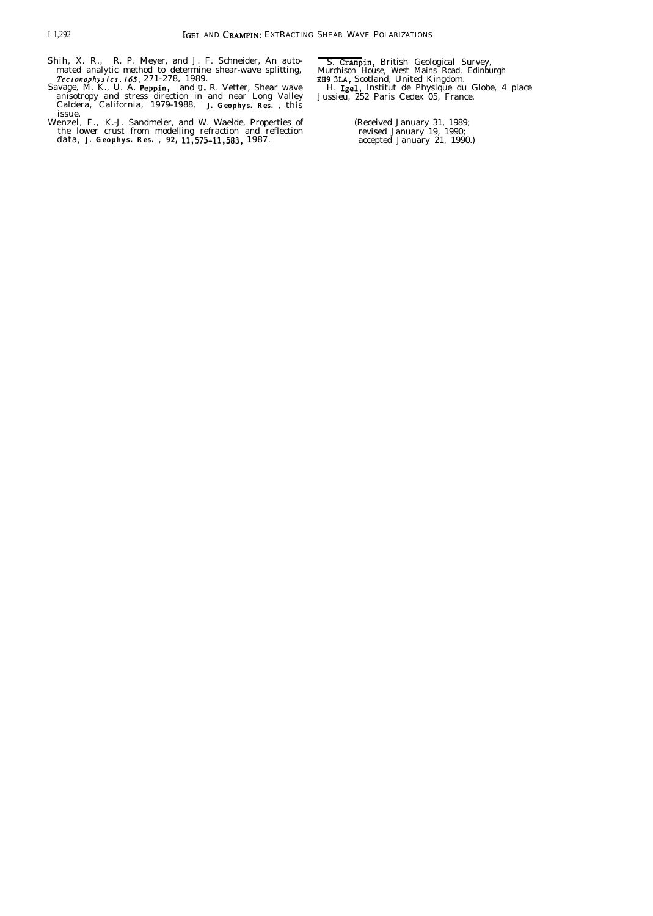Shih, X. R., R. P. Meyer, and J. F. Schneider, An automated analytic method to determine shear-wave splitting, *Tectonophysics*, *165*, 271-278, 1989.

Savage, M. K., U. A. Peppin, and U. R. Vetter, Shear wave anisotropy and stress direction in and near Long Valley Caldera, California, 1979-1988, **J. Geophys. Res.**, this issue.

Wenzel, F., K.-J. Sandmeier, and W. Waelde, Properties of the lower crust from modelling refraction and reflection data, **J. Geophys. Res.**, **92**, 11,575-11,583, 1987.

---

S. Crampin, British Geological Survey, Murchison House, West Mains Road, Edinburgh EH9 3LA, Scotland, United Kingdom.

H. Igel, Institut de Physique du Globe, 4 place Jussieu, 252 Paris Cedex 05, France.

(Received January 31, 1989;
revised January 19, 1990;
accepted January 21, 1990.)